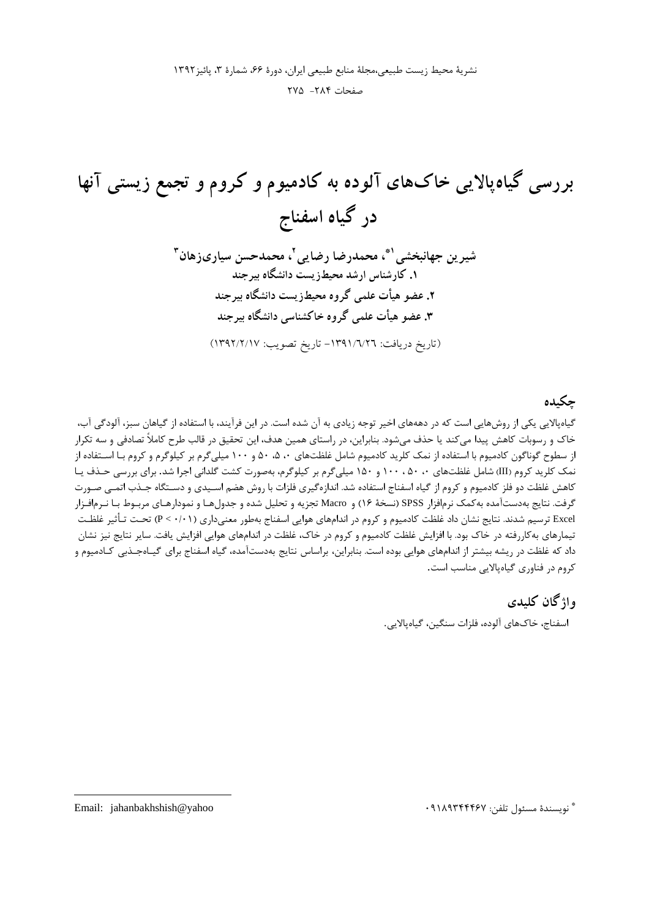# بررسی گیاه‌پالایی خاک‌های آلوده به کادمیوم و کروم و تجمع زیستی آنها در گیاه اسفناج

**شیرین جهانبخشی[1*]، محمدرضا رضایی[2]، محمدحسن سیاری‌زهان[3]**

**۱. کارشناس ارشد محیط‌زیست دانشگاه بیرجند**

**۲. عضو هیأت علمی گروه محیط‌زیست دانشگاه بیرجند**

**۳. عضو هیأت علمی گروه خاکشناسی دانشگاه بیرجند**

(تاریخ دریافت: ۱۳۹۱/۶/۲۶- تاریخ تصویب: ۱۳۹۲/۲/۱۷)

## چکیده

گیاه‌پالایی یکی از روش‌هایی است که در دهه‌های اخیر توجه زیادی به آن شده است. در این فرآیند، با استفاده از گیاهان سبز، آلودگی آب، خاک و رسوبات کاهش پیدا می‌کند یا حذف می‌شود. بنابراین، در راستای همین هدف، این تحقیق در قالب طرح کاملاً تصادفی و سه تکرار از سطوح گوناگون کادمیوم با استفاده از نمک کلرید کادمیوم شامل غلظت‌های ۰، ۵، ۵۰ و ۱۰۰ میلی‌گرم بر کیلوگرم و کروم با استفاده از نمک کلرید کروم (III) شامل غلظت‌های ۰، ۵۰، ۱۰۰ و ۱۵۰ میلی‌گرم بر کیلوگرم، به‌صورت کشت گلدانی اجرا شد. برای بررسی حذف یا کاهش غلظت دو فلز کادمیوم و کروم از گیاه اسفناج استفاده شد. اندازه‌گیری فلزات با روش هضم اسیدی و دستگاه جذب اتمی صورت گرفت. نتایج به‌دست‌آمده به‌کمک نرم‌افزار SPSS (نسخهٔ ۱۶) و Macro تجزیه و تحلیل شده و جدول‌ها و نمودارهای مربوط با نرم‌افزار Excel ترسیم شدند. نتایج نشان داد غلظت کادمیوم و کروم در اندام‌های هوایی اسفناج به‌طور معنی‌داری ($P < 0/01$) تحت تأثیر غلظت تیمارهای به‌کاررفته در خاک بود. با افزایش غلظت کادمیوم و کروم در خاک، غلظت در اندام‌های هوایی افزایش یافت. سایر نتایج نیز نشان داد که غلظت در ریشه بیشتر از اندام‌های هوایی بوده است. بنابراین، براساس نتایج به‌دست‌آمده، گیاه اسفناج برای گیاه‌جذبی کادمیوم و کروم در فناوری گیاه‌پالایی مناسب است.

## واژگان کلیدی

اسفناج، خاک‌های آلوده، فلزات سنگین، گیاه‌پالایی.

---

* نویسندهٔ مسئول تلفن: ۰۹۱۸۹۳۴۴۴۶۷ Email: jahanbakhshish@yahoo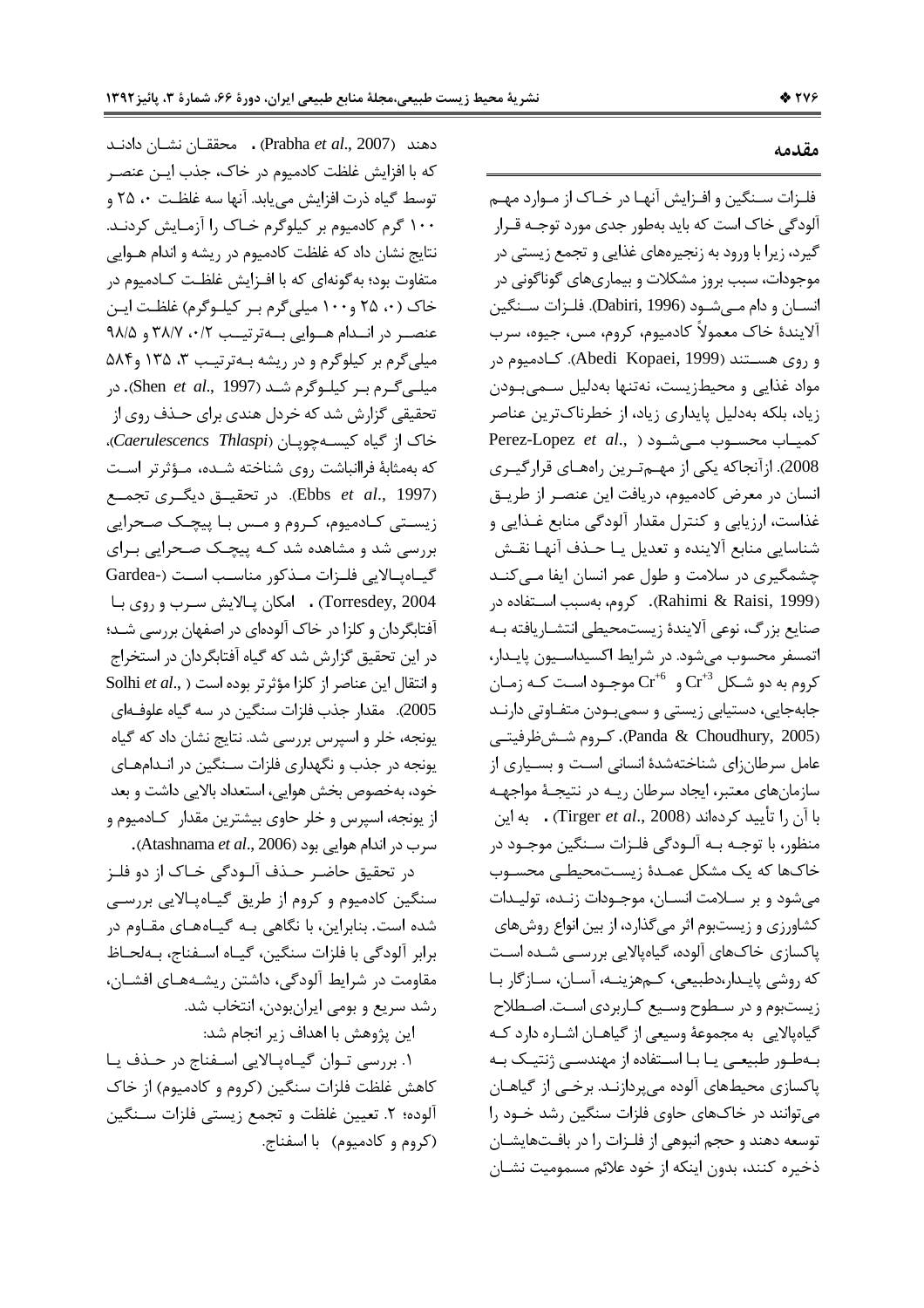## مقدمه

فلزات سنگین و افزایش آنها در خاک از موارد مهم آلودگی خاک است که باید به‌طور جدی مورد توجه قرار گیرد، زیرا با ورود به زنجیره‌های غذایی و تجمع زیستی در موجودات، سبب بروز مشکلات و بیماری‌های گوناگونی در انسان و دام می‌شود (Dabiri, 1996). فلزات سنگین آلایندهٔ خاک معمولاً کادمیوم، کروم، مس، جیوه، سرب و روی هستند (Abedi Kopaei, 1999). کادمیوم در مواد غذایی و محیط‌زیست، نه‌تنها به‌دلیل سمی‌بودن زیاد، بلکه به‌دلیل پایداری زیاد، از خطرناک‌ترین عناصر کمیاب محسوب می‌شود (Perez-Lopez *et al*., 2008). ازآنجاکه یکی از مهم‌ترین راه‌های قرارگیری انسان در معرض کادمیوم، دریافت این عنصر از طریق غذاست، ارزیابی و کنترل مقدار آلودگی منابع غذایی و شناسایی منابع آلاینده و تعدیل یا حذف آنها نقش چشمگیری در سلامت و طول عمر انسان ایفا می‌کند (Rahimi & Raisi, 1999). کروم، به‌سبب استفاده در صنایع بزرگ، نوعی آلایندهٔ زیست‌محیطی انتشاریافته به اتمسفر محسوب می‌شود. در شرایط اکسیداسیون پایدار، کروم به دو شکل $Cr^{+3}$ و $Cr^{+6}$ موجود است که زمان جابه‌جایی، دستیابی زیستی و سمی‌بودن متفاوتی دارند (Panda & Choudhury, 2005). کروم شش‌ظرفیتی عامل سرطان‌زای شناخته‌شدهٔ انسانی است و بسیاری از سازمان‌های معتبر، ایجاد سرطان ریه در نتیجهٔ مواجهه با آن را تأیید کرده‌اند (Tirger *et al*., 2008). به این منظور، با توجه به آلودگی فلزات سنگین موجود در خاک‌ها که یک مشکل عمدهٔ زیست‌محیطی محسوب می‌شود و بر سلامت انسان، موجودات زنده، تولیدات کشاورزی و زیست‌بوم اثر می‌گذارد، از بین انواع روش‌های پاکسازی خاک‌های آلوده، گیاه‌پالایی بررسی شده است که روشی پایدار،دطبیعی، کم‌هزینه، آسان، سازگار با زیست‌بوم و در سطوح وسیع کاربردی است. اصطلاح گیاه‌پالایی به مجموعهٔ وسیعی از گیاهان اشاره دارد که به‌طور طبیعی یا با استفاده از مهندسی ژنتیک به پاکسازی محیط‌های آلوده می‌پردازند. برخی از گیاهان می‌توانند در خاک‌های حاوی فلزات سنگین رشد خود را توسعه دهند و حجم انبوهی از فلزات را در بافت‌هایشان ذخیره کنند، بدون اینکه از خود علائم مسمومیت نشان دهند (Prabha *et al*., 2007). محققان نشان دادند که با افزایش غلظت کادمیوم در خاک، جذب این عنصر توسط گیاه ذرت افزایش می‌یابد. آنها سه غلظت ۰، ۲۵ و ۱۰۰ گرم کادمیوم بر کیلوگرم خاک را آزمایش کردند. نتایج نشان داد که غلظت کادمیوم در ریشه و اندام هوایی متفاوت بود؛ به‌گونه‌ای که با افزایش غلظت کادمیوم در خاک (۰، ۲۵ و ۱۰۰ میلی‌گرم بر کیلوگرم) غلظت این عنصر در اندام هوایی به‌ترتیب ۰/۲، ۳۸/۷ و ۹۸/۵ میلی‌گرم بر کیلوگرم و در ریشه به‌ترتیب ۳، ۱۳۵ و ۵۸۴ میلی‌گرم بر کیلوگرم شد (Shen *et al*., 1997). در تحقیقی گزارش شد که خردل هندی برای حذف روی از خاک از گیاه کیسه‌چوپان (*Caerulescencs Thlaspi*)، که به‌مثابهٔ فراانباشت روی شناخته شده، مؤثرتر است (Ebbs *et al*., 1997). در تحقیق دیگری تجمع زیستی کادمیوم، کروم و مس با پیچک صحرایی بررسی شد و مشاهده شد که پیچک صحرایی برای گیاه‌پالایی فلزات مذکور مناسب است (Gardea-Torresdey, 2004). امکان پالایش سرب و روی با آفتابگردان و کلزا در خاک آلوده‌ای در اصفهان بررسی شد؛ در این تحقیق گزارش شد که گیاه آفتابگردان در استخراج و انتقال این عناصر از کلزا مؤثرتر بوده است (Solhi *et al*., 2005). مقدار جذب فلزات سنگین در سه گیاه علوفه‌ای یونجه، خلر و اسپرس بررسی شد. نتایج نشان داد که گیاه یونجه در جذب و نگهداری فلزات سنگین در اندام‌های خود، به‌خصوص بخش هوایی، استعداد بالایی داشت و بعد از یونجه، اسپرس و خلر حاوی بیشترین مقدار کادمیوم و سرب در اندام هوایی بود (Atashnama *et al*., 2006).

در تحقیق حاضر حذف آلودگی خاک از دو فلز سنگین کادمیوم و کروم از طریق گیاه‌پالایی بررسی شده است. بنابراین، با نگاهی به گیاه‌های مقاوم در برابر آلودگی با فلزات سنگین، گیاه اسفناج، به‌لحاظ مقاومت در شرایط آلودگی، داشتن ریشه‌های افشان، رشد سریع و بومی ایران‌بودن، انتخاب شد.

این پژوهش با اهداف زیر انجام شد:

۱. بررسی توان گیاه‌پالایی اسفناج در حذف یا کاهش غلظت فلزات سنگین (کروم و کادمیوم) از خاک آلوده؛ ۲. تعیین غلظت و تجمع زیستی فلزات سنگین (کروم و کادمیوم) با اسفناج.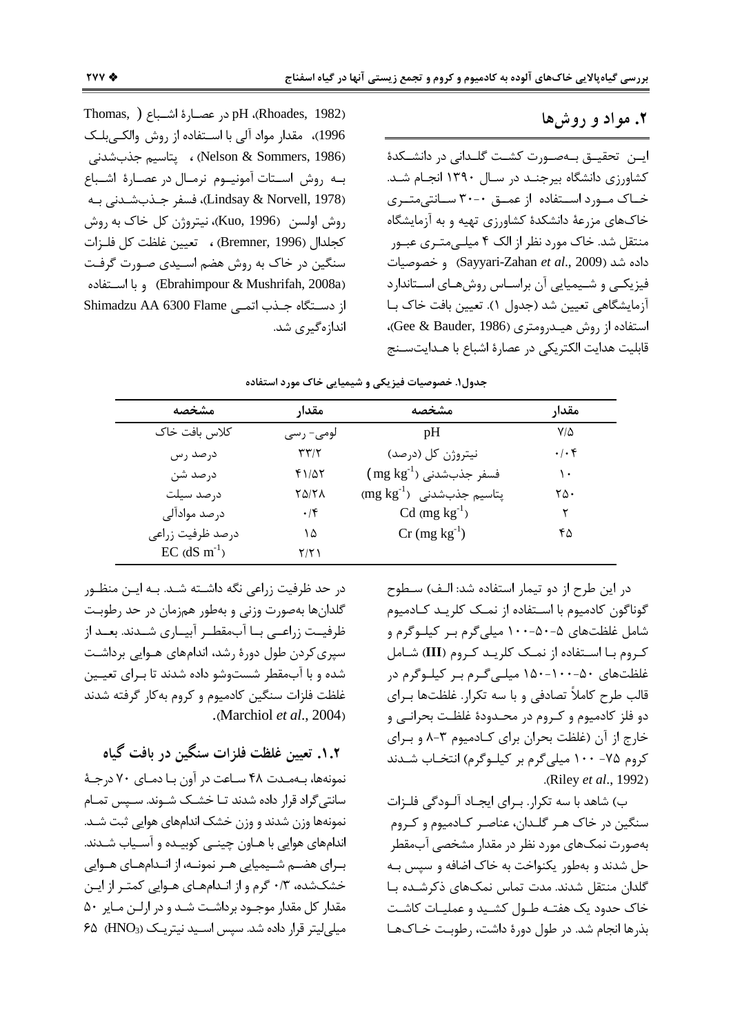## ۲. مواد و روش‌ها

این تحقیق به‌صورت کشت گلدانی در دانشکدهٔ کشاورزی دانشگاه بیرجند در سال ۱۳۹۰ انجام شد. خاک مورد استفاده از عمق ۰-۳۰ سانتی‌متری خاک‌های مزرعهٔ دانشکدهٔ کشاورزی تهیه و به آزمایشگاه منتقل شد. خاک مورد نظر از الک ۴ میلی‌متری عبور داده شد (Sayyari-Zahan *et al.*, 2009) و خصوصیات فیزیکی و شیمیایی آن براساس روش‌های استاندارد آزمایشگاهی تعیین شد (جدول ۱). تعیین بافت خاک با استفاده از روش هیدرومتری (Gee & Bauder, 1986)، قابلیت هدایت الکتریکی در عصارهٔ اشباع با هدایت‌سنج (Rhoades, 1982)، pH در عصارهٔ اشباع (Thomas, 1996)، مقدار مواد آلی با استفاده از روش والکی‌بلک (Nelson & Sommers, 1986)، پتاسیم جذب‌شدنی به روش استات آمونیوم نرمال در عصارهٔ اشباع (Lindsay & Norvell, 1978)، فسفر جذب‌شدنی به روش اولسن (Kuo, 1996)، نیتروژن کل خاک به روش کجلدال (Bremner, 1996)، تعیین غلظت کل فلزات سنگین در خاک به روش هضم اسیدی صورت گرفت (Ebrahimpour & Mushrifah, 2008a) و با استفاده از دستگاه جذب اتمی Shimadzu AA 6300 Flame اندازه‌گیری شد.

**جدول۱. خصوصیات فیزیکی و شیمیایی خاک مورد استفاده**

| مشخصه | مقدار | مشخصه | مقدار |
|---|---|---|---|
| کلاس بافت خاک | لومی- رسی | pH | ۷/۵ |
| درصد رس | ۳۳/۲ | نیتروژن کل (درصد) | ۰/۰۴ |
| درصد شن | ۴۱/۵۲ | فسفر جذب‌شدنی ($mg\ kg^{-1}$) | ۱۰ |
| درصد سیلت | ۲۵/۲۸ | پتاسیم جذب‌شدنی ($mg\ kg^{-1}$) | ۲۵۰ |
| درصد موادآلی | ۰/۴ | Cd ($mg\ kg^{-1}$) | ۲ |
| درصد ظرفیت زراعی | ۱۵ | Cr ($mg\ kg^{-1}$) | ۴۵ |
| EC ($dS\ m^{-1}$) | ۲/۲۱ | | |

در این طرح از دو تیمار استفاده شد: الف) سطوح گوناگون کادمیوم با استفاده از نمک کلرید کادمیوم شامل غلظت‌های ۵-۵۰-۱۰۰ میلی‌گرم بر کیلوگرم و کروم با استفاده از نمک کلرید کروم (III) شامل غلظت‌های ۵۰-۱۰۰-۱۵۰ میلی‌گرم بر کیلوگرم در قالب طرح کاملاً تصادفی و با سه تکرار. غلظت‌ها برای دو فلز کادمیوم و کروم در محدودهٔ غلظت بحرانی و خارج از آن (غلظت بحران برای کادمیوم ۳-۸ و برای کروم ۷۵- ۱۰۰ میلی‌گرم بر کیلوگرم) انتخاب شدند (Riley *et al.*, 1992).

ب) شاهد با سه تکرار. برای ایجاد آلودگی فلزات سنگین در خاک هر گلدان، عناصر کادمیوم و کروم به‌صورت نمک‌های مورد نظر در مقدار مشخصی آب‌مقطر حل شدند و به‌طور یکنواخت به خاک اضافه و سپس به گلدان منتقل شدند. مدت تماس نمک‌های ذکرشده با خاک حدود یک هفته طول کشید و عملیات کاشت بذرها انجام شد. در طول دورهٔ داشت، رطوبت خاک‌ها در حد ظرفیت زراعی نگه داشته شد. به این منظور گلدان‌ها به‌صورت وزنی و به‌طور هم‌زمان در حد رطوبت ظرفیت زراعی با آب‌مقطر آبیاری شدند. بعد از سپری‌کردن طول دورهٔ رشد، اندام‌های هوایی برداشت شده و با آب‌مقطر شست‌وشو داده شدند تا برای تعیین غلظت فلزات سنگین کادمیوم و کروم به‌کار گرفته شدند (Marchiol *et al.*, 2004).

### ۱.۲. تعیین غلظت فلزات سنگین در بافت گیاه

نمونه‌ها، به‌مدت ۴۸ ساعت در آون با دمای ۷۰ درجهٔ سانتی‌گراد قرار داده شدند تا خشک شوند. سپس تمام نمونه‌ها وزن شدند و وزن خشک اندام‌های هوایی ثبت شد. اندام‌های هوایی با هاون چینی کوبیده و آسیاب شدند. برای هضم شیمیایی هر نمونه، از اندام‌های هوایی خشک‌شده، ۰/۳ گرم و از اندام‌های هوایی کمتر از این مقدار کل مقدار موجود برداشت شد و در ارلن مایر ۵۰ میلی‌لیتر قرار داده شد. سپس اسید نیتریک ($HNO_3$) ۶۵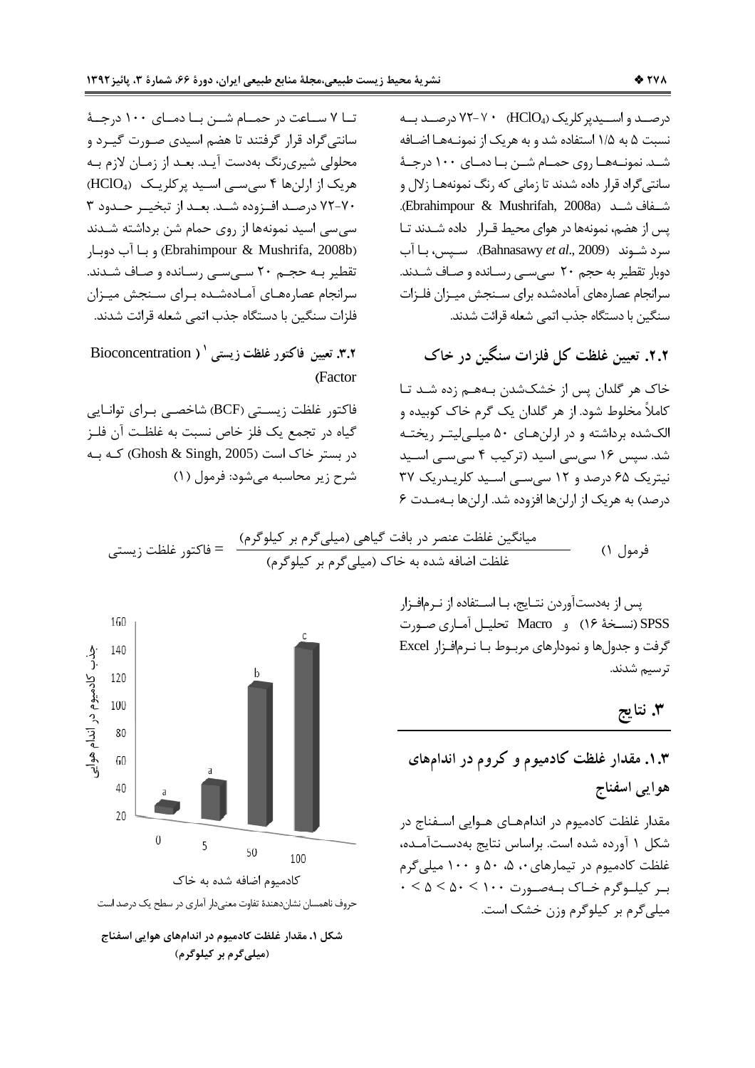درصـد و اسـیدپرکلریک ($HClO_4$) ۷۰-۷۲ درصـد بـه نسبت ۵ به ۱/۵ استفاده شد و به هریک از نمونـه‌هـا اضـافه شـد. نمونـه‌هـا روی حمـام شـن بـا دمـای ۱۰۰ درجـهٔ سانتی‌گراد قرار داده شدند تا زمانی که رنگ نمونه‌هـا زلال و شـفاف شـد (Ebrahimpour & Mushrifah, 2008a). پس از هضم، نمونه‌ها در هوای محیط قـرار داده شـدند تـا سرد شـوند (Bahnasawy *et al.*, 2009). سـپس، بـا آب دوبار تقطیر به حجم ۲۰ سی‌سـی رسـانده و صـاف شـدند. سرانجام عصاره‌های آماده‌شده برای سـنجش میـزان فلـزات سنگین با دستگاه جذب اتمی شعله قرائت شدند.

## ۲.۲. تعیین غلظت کل فلزات سنگین در خاک

خاک هر گلدان پس از خشک‌شدن بـه‌هـم زده شـد تـا کاملاً مخلوط شود. از هر گلدان یک گرم خاک کوبیده و الک‌شده برداشته و در ارلن‌هـای ۵۰ میلـی‌لیتـر ریختـه شد. سپس ۱۶ سی‌سی اسید (ترکیب ۴ سی‌سـی اسـید نیتریک ۶۵ درصد و ۱۲ سی‌سـی اسـید کلریـدریک ۳۷ درصد) به هریک از ارلن‌ها افزوده شد. ارلن‌ها بـه‌مـدت ۶ تـا ۷ سـاعت در حمـام شـن بـا دمـای ۱۰۰ درجـهٔ سانتی‌گراد قرار گرفتند تا هضم اسیدی صـورت گیـرد و محلولی شیری‌رنگ به‌دست آیـد. بعـد از زمـان لازم بـه هریک از ارلن‌ها ۴ سی‌سـی اسـید پرکلریـک ($HClO_4$) ۷۰-۷۲ درصـد افـزوده شـد. بعـد از تبخیـر حـدود ۳ سی‌سی اسید نمونه‌ها از روی حمام شن برداشته شـدند (Ebrahimpour & Mushrifa, 2008b) و بـا آب دوبـار تقطیر بـه حجـم ۲۰ سـی‌سـی رسـانده و صـاف شـدند. سرانجام عصاره‌هـای آمـاده‌شـده بـرای سـنجش میـزان فلزات سنگین با دستگاه جذب اتمی شعله قرائت شدند.

## ۳.۲. تعیین فاکتور غلظت زیستی[1] (Bioconcentration Factor)

فاکتور غلظت زیسـتی (BCF) شاخصـی بـرای توانـایی گیاه در تجمع یک فلز خاص نسبت به غلظـت آن فلـز در بستر خاک است (Ghosh & Singh, 2005) کـه بـه شرح زیر محاسبه می‌شود: فرمول (۱)

$$\text{فاکتور غلظت زیستی} = \frac{\text{میانگین غلظت عنصر در بافت گیاهی (میلی‌گرم بر کیلوگرم)}}{\text{غلظت اضافه شده به خاک (میلی‌گرم بر کیلوگرم)}} \qquad \text{فرمول ۱)}$$

پس از به‌دست‌آوردن نتـایج، بـا اسـتفاده از نـرم‌افـزار SPSS (نسـخهٔ ۱۶) و Macro تحلیـل آمـاری صـورت گرفت و جدول‌ها و نمودارهای مربـوط بـا نـرم‌افـزار Excel ترسیم شدند.

# ۳. نتایج

## ۱.۳. مقدار غلظت کادمیوم و کروم در اندام‌های هوایی اسفناج

مقدار غلظت کادمیوم در اندام‌هـای هـوایی اسـفناج در شکل ۱ آورده شده است. براساس نتایج به‌دسـت‌آمـده، غلظت کادمیوم در تیمارهای ۰، ۵، ۵۰ و ۱۰۰ میلی‌گرم بـر کیلـوگرم خـاک بـه‌صـورت ۱۰۰ > ۵۰ > ۵ > ۰ میلی‌گرم بر کیلوگرم وزن خشک است.

حروف ناهمسان نشان‌دهندهٔ تفاوت معنی‌دار آماری در سطح یک درصد است

**شکل ۱. مقدار غلظت کادمیوم در اندام‌های هوایی اسفناج (میلی‌گرم بر کیلوگرم)**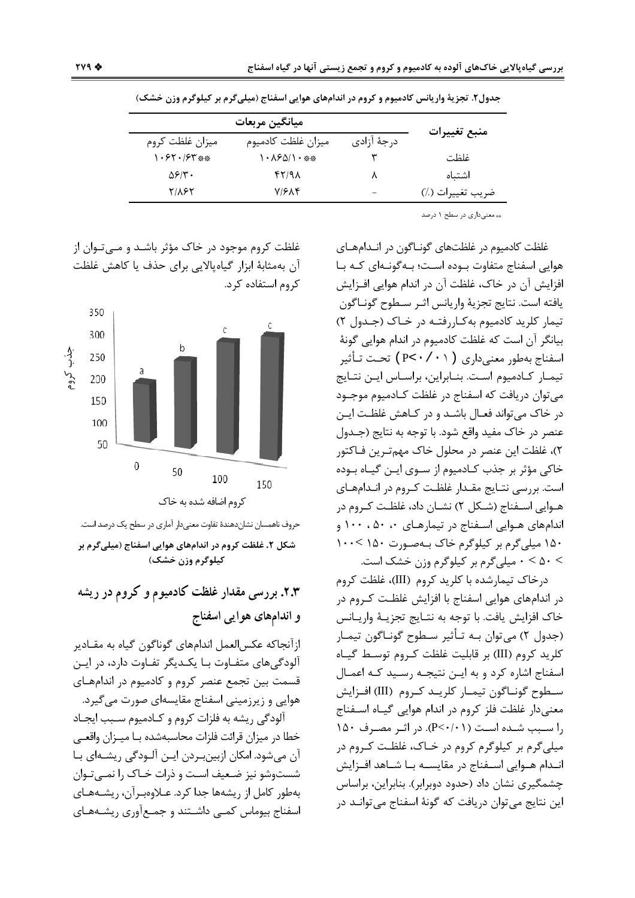جدول۲. تجزیهٔ واریانس کادمیوم و کروم در اندام‌های هوایی اسفناج (میلی‌گرم بر کیلوگرم وزن خشک)

| منبع تغییرات | درجهٔ آزادی | میانگین مربعات | |
|---|---|---|---|
| | | میزان غلظت کادمیوم | میزان غلظت کروم |
| غلظت | ۳ | ۱۰۸۶۵/۱۰** | ۱۰۶۲۰/۶۳** |
| اشتباه | ۸ | ۴۲/۹۸ | ۵۶/۳۰ |
| ضریب تغییرات (٪) | - | ۷/۶۸۴ | ۲/۸۶۲ |

** معنی‌داری در سطح ۱ درصد

غلظت کادمیوم در غلظت‌های گوناگون در اندام‌های هوایی اسفناج متفاوت بوده است؛ به‌گونه‌ای که با افزایش آن در خاک، غلظت آن در اندام هوایی افزایش یافته است. نتایج تجزیهٔ واریانس اثر سطوح گوناگون تیمار کلرید کادمیوم به‌کاررفته در خاک (جدول ۲) بیانگر آن است که غلظت کادمیوم در اندام هوایی گونهٔ اسفناج به‌طور معنی‌داری ($P<0/01$) تحت تأثیر تیمار کادمیوم است. بنابراین، براساس این نتایج می‌توان دریافت که اسفناج در غلظت کادمیوم موجود در خاک می‌تواند فعال باشد و در کاهش غلظت این عنصر در خاک مفید واقع شود. با توجه به نتایج (جدول ۲)، غلظت این عنصر در محلول خاک مهم‌ترین فاکتور خاکی مؤثر بر جذب کادمیوم از سوی این گیاه بوده است. بررسی نتایج مقدار غلظت کروم در اندام‌های هوایی اسفناج (شکل ۲) نشان داد، غلظت کروم در اندام‌های هوایی اسفناج در تیمارهای ۰، ۵۰، ۱۰۰ و ۱۵۰ میلی‌گرم بر کیلوگرم خاک به‌صورت ۱۵۰ >۱۰۰ > ۵۰ > ۰ میلی‌گرم بر کیلوگرم وزن خشک است.

درخاک تیمارشده با کلرید کروم (III)، غلظت کروم در اندام‌های هوایی اسفناج با افزایش غلظت کروم در خاک افزایش یافت. با توجه به نتایج تجزیهٔ واریانس (جدول ۲) می‌توان به تأثیر سطوح گوناگون تیمار کلرید کروم (III) بر قابلیت غلظت کروم توسط گیاه اسفناج اشاره کرد و به این نتیجه رسید که اعمال سطوح گوناگون تیمار کلرید کروم (III) افزایش معنی‌دار غلظت فلز کروم در اندام هوایی گیاه اسفناج را سبب شده است ($P<0/01$). در اثر مصرف ۱۵۰ میلی‌گرم بر کیلوگرم کروم در خاک، غلظت کروم در اندام هوایی اسفناج در مقایسه با شاهد افزایش چشمگیری نشان داد (حدود دوبرابر). بنابراین، براساس این نتایج می‌توان دریافت که گونهٔ اسفناج می‌تواند در غلظت کروم موجود در خاک مؤثر باشد و می‌توان از آن به‌مثابهٔ ابزار گیاه‌پالایی برای حذف یا کاهش غلظت کروم استفاده کرد.

حروف ناهمسان نشان‌دهندهٔ تفاوت معنی‌دار آماری در سطح یک درصد است.

**شکل ۲. غلظت کروم در اندام‌های هوایی اسفناج (میلی‌گرم بر کیلوگرم وزن خشک)**

## ۲.۳. بررسی مقدار غلظت کادمیوم و کروم در ریشه و اندام‌های هوایی اسفناج

ازآنجاکه عکس‌العمل اندام‌های گوناگون گیاه به مقادیر آلودگی‌های متفاوت با یکدیگر تفاوت دارد، در این قسمت بین تجمع عنصر کروم و کادمیوم در اندام‌های هوایی و زیرزمینی اسفناج مقایسه‌ای صورت می‌گیرد.

آلودگی ریشه به فلزات کروم و کادمیوم سبب ایجاد خطا در میزان قرائت فلزات محاسبه‌شده با میزان واقعی آن می‌شود. امکان ازبین‌بردن این آلودگی ریشه‌ای با شست‌وشو نیز ضعیف است و ذرات خاک را نمی‌توان به‌طور کامل از ریشه‌ها جدا کرد. علاوه‌برآن، ریشه‌های اسفناج بیوماس کمی داشتند و جمع‌آوری ریشه‌های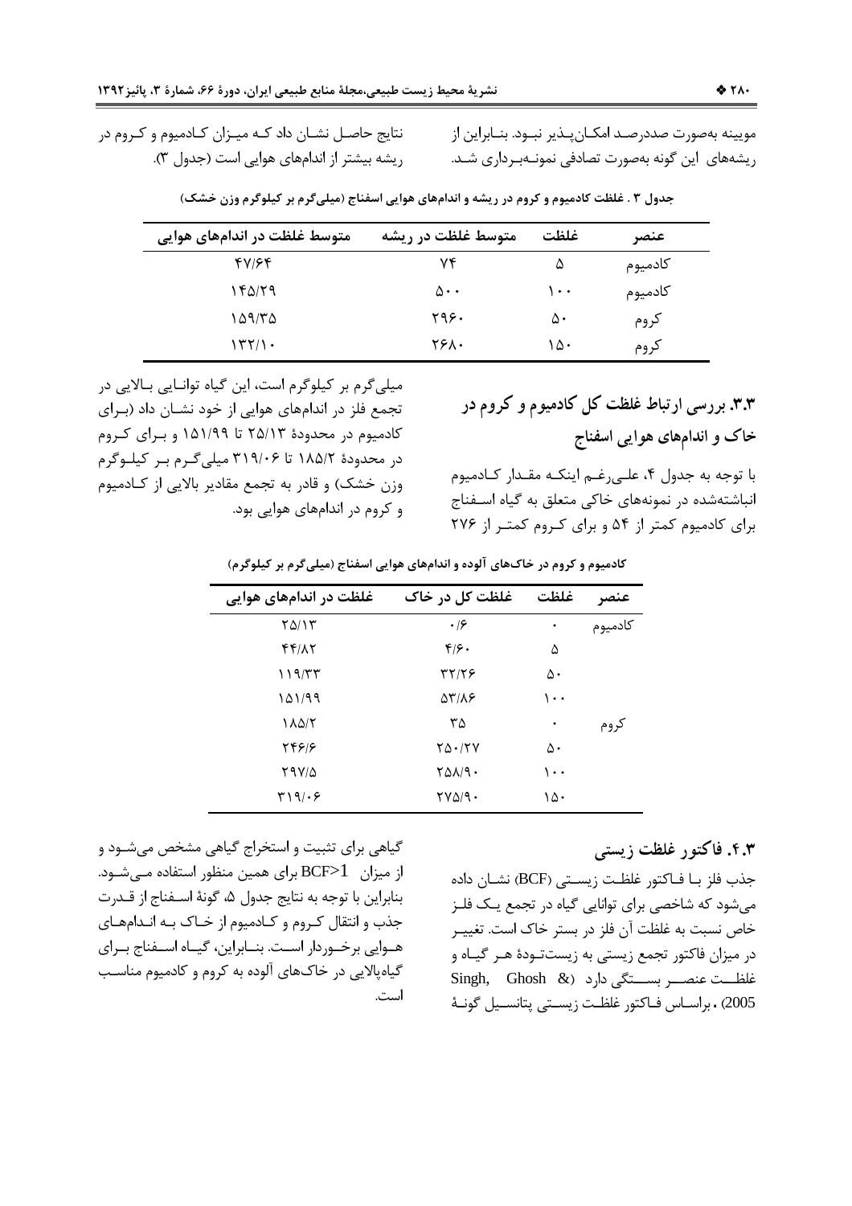موبینه به‌صورت صددرصد امکان‌پذیر نبود. بنابراین از ریشه‌های این گونه به‌صورت تصادفی نمونه‌برداری شد. نتایج حاصل نشان داد که میزان کادمیوم و کروم در ریشه بیشتر از اندام‌های هوایی است (جدول ۳).

جدول ۳ . غلظت کادمیوم و کروم در ریشه و اندام‌های هوایی اسفناج (میلی‌گرم بر کیلوگرم وزن خشک)

| عنصر | غلظت | متوسط غلظت در ریشه | متوسط غلظت در اندام‌های هوایی |
|---|---|---|---|
| کادمیوم | ۵ | ۷۴ | ۴۷/۶۴ |
| کادمیوم | ۱۰۰ | ۵۰۰ | ۱۴۵/۲۹ |
| کروم | ۵۰ | ۲۹۶۰ | ۱۵۹/۳۵ |
| کروم | ۱۵۰ | ۲۶۸۰ | ۱۳۲/۱۰ |

### ۳.۳. بررسی ارتباط غلظت کل کادمیوم و کروم در خاک و اندام‌های هوایی اسفناج

با توجه به جدول ۴، علی‌رغم اینکه مقدار کادمیوم انباشته‌شده در نمونه‌های خاکی متعلق به گیاه اسفناج برای کادمیوم کمتر از ۵۴ و برای کروم کمتر از ۲۷۶ میلی‌گرم بر کیلوگرم است، این گیاه توانایی بالایی در تجمع فلز در اندام‌های هوایی از خود نشان داد (برای کادمیوم در محدودهٔ ۲۵/۱۳ تا ۱۵۱/۹۹ و برای کروم در محدودهٔ ۱۸۵/۲ تا ۳۱۹/۰۶ میلی‌گرم بر کیلوگرم وزن خشک) و قادر به تجمع مقادیر بالایی از کادمیوم و کروم در اندام‌های هوایی بود.

کادمیوم و کروم در خاک‌های آلوده و اندام‌های هوایی اسفناج (میلی‌گرم بر کیلوگرم)

| عنصر | غلظت | غلظت کل در خاک | غلظت در اندام‌های هوایی |
|---|---|---|---|
| کادمیوم | ۰ | ۰/۶ | ۲۵/۱۳ |
| | ۵ | ۴/۶۰ | ۴۴/۸۲ |
| | ۵۰ | ۳۲/۲۶ | ۱۱۹/۳۳ |
| | ۱۰۰ | ۵۳/۸۶ | ۱۵۱/۹۹ |
| کروم | ۰ | ۳۵ | ۱۸۵/۲ |
| | ۵۰ | ۲۵۰/۲۷ | ۲۴۶/۶ |
| | ۱۰۰ | ۲۵۸/۹۰ | ۲۹۷/۵ |
| | ۱۵۰ | ۲۷۵/۹۰ | ۳۱۹/۰۶ |

### ۴.۳. فاکتور غلظت زیستی

جذب فلز با فاکتور غلظت زیستی (BCF) نشان داده می‌شود که شاخصی برای توانایی گیاه در تجمع یک فلز خاص نسبت به غلظت آن فلز در بستر خاک است. تغییر در میزان فاکتور تجمع زیستی به زیست‌تودهٔ هر گیاه و غلظت عنصر بستگی دارد (Singh, Ghosh & 2005) . براساس فاکتور غلظت زیستی پتانسیل گونهٔ گیاهی برای تثبیت و استخراج گیاهی مشخص می‌شود و از میزان $BCF>1$ برای همین منظور استفاده می‌شود. بنابراین با توجه به نتایج جدول ۵، گونهٔ اسفناج از قدرت جذب و انتقال کروم و کادمیوم از خاک به اندام‌های هوایی برخوردار است. بنابراین، گیاه اسفناج برای گیاه‌پالایی در خاک‌های آلوده به کروم و کادمیوم مناسب است.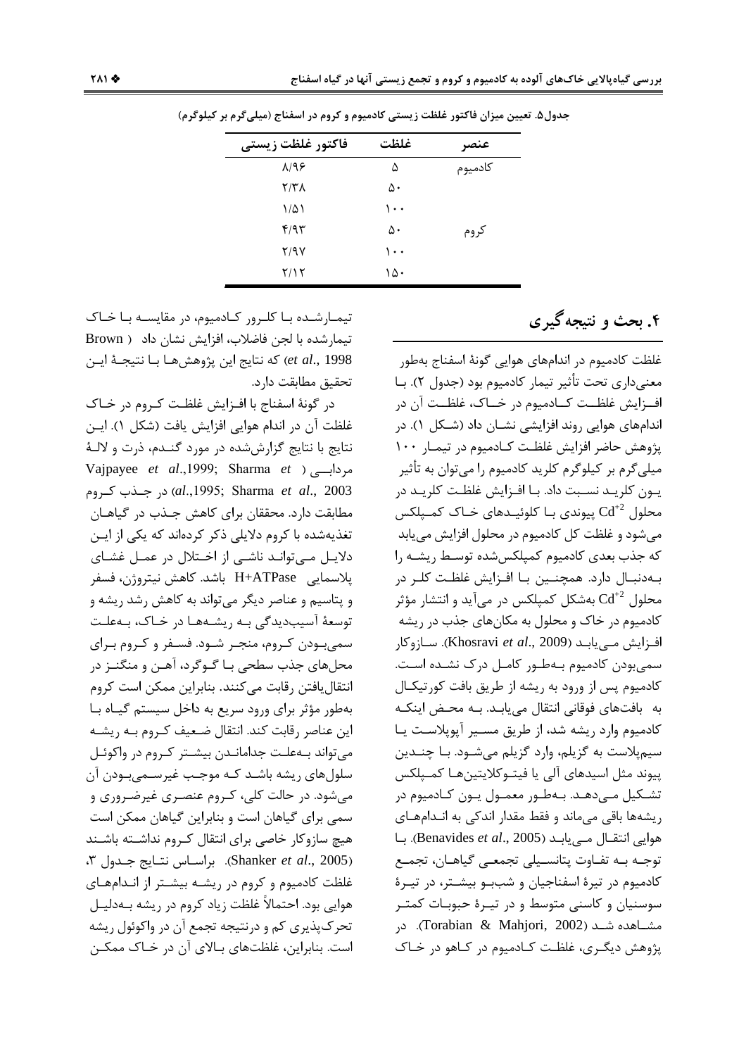جدول۵. تعیین میزان فاکتور غلظت زیستی کادمیوم و کروم در اسفناج (میلی‌گرم بر کیلوگرم)

| عنصر | غلظت | فاکتور غلظت زیستی |
|---|---|---|
| کادمیوم | ۵ | ۸/۹۶ |
| | ۵۰ | ۲/۳۸ |
| | ۱۰۰ | ۱/۵۱ |
| کروم | ۵۰ | ۴/۹۳ |
| | ۱۰۰ | ۲/۹۷ |
| | ۱۵۰ | ۲/۱۲ |

## ۴. بحث و نتیجه‌گیری

غلظت کادمیوم در اندام‌های هوایی گونهٔ اسفناج به‌طور معنی‌داری تحت تأثیر تیمار کادمیوم بود (جدول ۲). با افزایش غلظت کادمیوم در خاک، غلظت آن در اندام‌های هوایی روند افزایشی نشان داد (شکل ۱). در پژوهش حاضر افزایش غلظت کادمیوم در تیمار ۱۰۰ میلی‌گرم بر کیلوگرم کلرید کادمیوم را می‌توان به تأثیر یون کلرید نسبت داد. با افزایش غلظت کلرید در محلول $Cd^{+2}$ پیوندی با کلوئیدهای خاک کمپلکس می‌شود و غلظت کل کادمیوم در محلول افزایش می‌یابد که جذب بعدی کادمیوم کمپلکس‌شده توسط ریشه را به‌دنبال دارد. همچنین با افزایش غلظت کلر در محلول $Cd^{+2}$ به‌شکل کمپلکس در می‌آید و انتشار مؤثر کادمیوم در خاک و محلول به مکان‌های جذب در ریشه افزایش می‌یابد (Khosravi *et al*., 2009). سازوکار سمی‌بودن کادمیوم به‌طور کامل درک نشده است. کادمیوم پس از ورود به ریشه از طریق بافت کورتیکال به بافت‌های فوقانی انتقال می‌یابد. به محض اینکه کادمیوم وارد ریشه شد، از طریق مسیر آپوپلاست یا سیم‌پلاست به گزیلم، وارد گزیلم می‌شود. با چندین پیوند مثل اسیدهای آلی یا فیتوکلاتین‌ها کمپلکس تشکیل می‌دهد. به‌طور معمول یون کادمیوم در ریشه‌ها باقی می‌ماند و فقط مقدار اندکی به اندام‌های هوایی انتقال می‌یابد (Benavides *et al*., 2005). با توجه به تفاوت پتانسیلی تجمعی گیاهان، تجمع کادمیوم در تیرهٔ اسفناجیان و شب‌بو بیشتر، در تیرهٔ سوسنیان و کاسنی متوسط و در تیرهٔ حبوبات کمتر مشاهده شد (Torabian & Mahjori, 2002). در پژوهش دیگری، غلظت کادمیوم در کاهو در خاک تیمارشده با کلرور کادمیوم، در مقایسه با خاک تیمارشده با لجن فاضلاب، افزایش نشان داد (Brown *et al*., 1998) که نتایج این پژوهش‌ها با نتیجهٔ این تحقیق مطابقت دارد.

در گونهٔ اسفناج با افزایش غلظت کروم در خاک غلظت آن در اندام هوایی افزایش یافت (شکل ۱). این نتایج با نتایج گزارش‌شده در مورد گندم، ذرت و لالهٔ مردابی (Vajpayee *et al*.,1999; Sharma *et al*.,1995; Sharma *et al*., 2003) در جذب کروم مطابقت دارد. محققان برای کاهش جذب در گیاهان تغذیه‌شده با کروم دلایلی ذکر کرده‌اند که یکی از این دلایل می‌تواند ناشی از اختلال در عمل غشای پلاسمایی H+ATPase باشد. کاهش نیتروژن، فسفر و پتاسیم و عناصر دیگر می‌تواند به کاهش رشد ریشه و توسعهٔ آسیب‌دیدگی به ریشه‌ها در خاک، به‌علت سمی‌بودن کروم، منجر شود. فسفر و کروم برای محل‌های جذب سطحی با گوگرد، آهن و منگنز در انتقال‌یافتن رقابت می‌کنند. بنابراین ممکن است کروم به‌طور مؤثر برای ورود سریع به داخل سیستم گیاه با این عناصر رقابت کند. انتقال ضعیف کروم به ریشه می‌تواند به‌علت جدامانده‌ن بیشتر کروم در واکوئل سلول‌های ریشه باشد که موجب غیرسمی‌بودن آن می‌شود. در حالت کلی، کروم عنصری غیرضروری و سمی برای گیاهان است و بنابراین گیاهان ممکن است هیچ سازوکار خاصی برای انتقال کروم نداشته باشند (Shanker *et al*., 2005). براساس نتایج جدول ۳، غلظت کادمیوم و کروم در ریشه بیشتر از اندام‌های هوایی بود. احتمالاً غلظت زیاد کروم در ریشه به‌دلیل تحرک‌پذیری کم و درنتیجه تجمع آن در واکوئل ریشه است. بنابراین، غلظت‌های بالای آن در خاک ممکن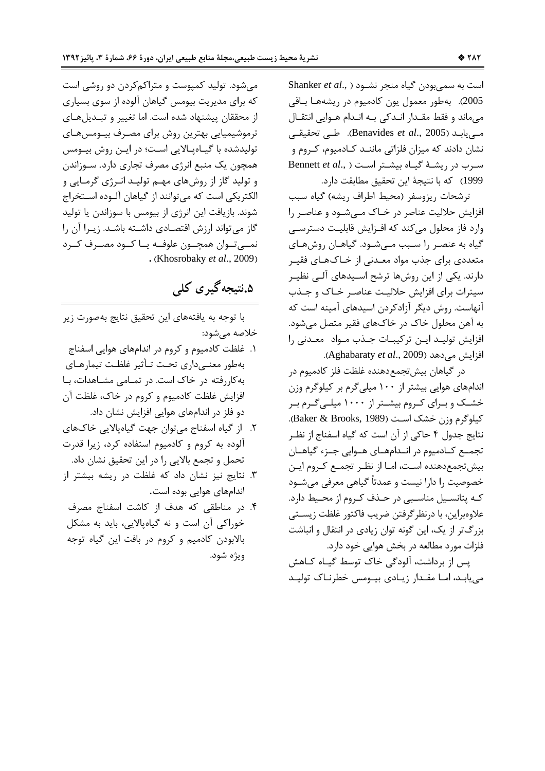است به سمی‌بودن گیاه منجر نشود (Shanker *et al*., 2005). به‌طور معمول یون کادمیوم در ریشه‌ها باقی می‌ماند و فقط مقدار اندکی به اندام هوایی انتقال می‌یابد (Benavides *et al*., 2005). طی تحقیقی نشان دادند که میزان فلزاتی مانند کادمیوم، کروم و سرب در ریشهٔ گیاه بیشتر است (Bennett *et al*., 1999) که با نتیجهٔ این تحقیق مطابقت دارد.

ترشحات ریزوسفر (محیط اطراف ریشه) گیاه سبب افزایش حلالیت عناصر در خاک می‌شود و عناصر را وارد فاز محلول می‌کند که افزایش قابلیت دسترسی گیاه به عنصر را سبب می‌شود. گیاهان روش‌های متعددی برای جذب مواد معدنی از خاک‌های فقیر دارند. یکی از این روش‌ها ترشح اسیدهای آلی نظیر سیترات برای افزایش حلالیت عناصر خاک و جذب آنهاست. روش دیگر آزادکردن اسیدهای آمینه است که به آهن محلول خاک در خاک‌های فقیر متصل می‌شود. افزایش تولید این ترکیبات جذب مواد معدنی را افزایش می‌دهد (Aghabaraty *et al*., 2009).

در گیاهان بیش‌تجمع‌دهنده غلظت فلز کادمیوم در اندام‌های هوایی بیشتر از ۱۰۰ میلی‌گرم بر کیلوگرم وزن خشک و برای کروم بیشتر از ۱۰۰۰ میلی‌گرم بر کیلوگرم وزن خشک است (Baker & Brooks, 1989). نتایج جدول ۴ حاکی از آن است که گیاه اسفناج از نظر تجمع کادمیوم در اندام‌های هوایی جزء گیاهان بیش‌تجمع‌دهنده است، اما از نظر تجمع کروم این خصوصیت را دارا نیست و عمدتاً گیاهی معرفی می‌شود که پتانسیل مناسبی در حذف کروم از محیط دارد. علاوه‌براین، با درنظرگرفتن ضریب فاکتور غلظت زیستی بزرگ‌تر از یک، این گونه توان زیادی در انتقال و انباشت فلزات مورد مطالعه در بخش هوایی خود دارد.

پس از برداشت، آلودگی خاک توسط گیاه کاهش می‌یابد، اما مقدار زیادی بیومس خطرناک تولید می‌شود. تولید کمپوست و متراکم‌کردن دو روشی است که برای مدیریت بیومس گیاهان آلوده از سوی بسیاری از محققان پیشنهاد شده است. اما تغییر و تبدیل‌های ترموشیمیایی بهترین روش برای مصرف بیومس‌های تولیدشده با گیاه‌پالایی است؛ در این روش بیومس همچون یک منبع انرژی مصرف تجاری دارد. سوزاندن و تولید گاز از روش‌های مهم تولید انرژی گرمایی و الکتریکی است که می‌توانند از گیاهان آلوده استخراج شوند. بازیافت این انرژی از بیومس با سوزاندن یا تولید گاز می‌تواند ارزش اقتصادی داشته باشد. زیرا آن را نمی‌توان همچون علوفه یا کود مصرف کرد (Khosrobaky *et al*., 2009).

## ۵. نتیجه‌گیری کلی

با توجه به یافته‌های این تحقیق نتایج به‌صورت زیر خلاصه می‌شود:

۱. غلظت کادمیوم و کروم در اندام‌های هوایی اسفناج به‌طور معنی‌داری تحت تأثیر غلظت تیمارهای به‌کاررفته در خاک است. در تمامی مشاهدات، با افزایش غلظت کادمیوم و کروم در خاک، غلظت آن دو فلز در اندام‌های هوایی افزایش نشان داد.

۲. از گیاه اسفناج می‌توان جهت گیاه‌پالایی خاک‌های آلوده به کروم و کادمیوم استفاده کرد، زیرا قدرت تحمل و تجمع بالایی را در این تحقیق نشان داد.

۳. نتایج نیز نشان داد که غلظت در ریشه بیشتر از اندام‌های هوایی بوده است.

۴. در مناطقی که هدف از کاشت اسفناج مصرف خوراکی آن است و نه گیاه‌پالایی، باید به مشکل بالابودن کادمیم و کروم در بافت این گیاه توجه ویژه شود.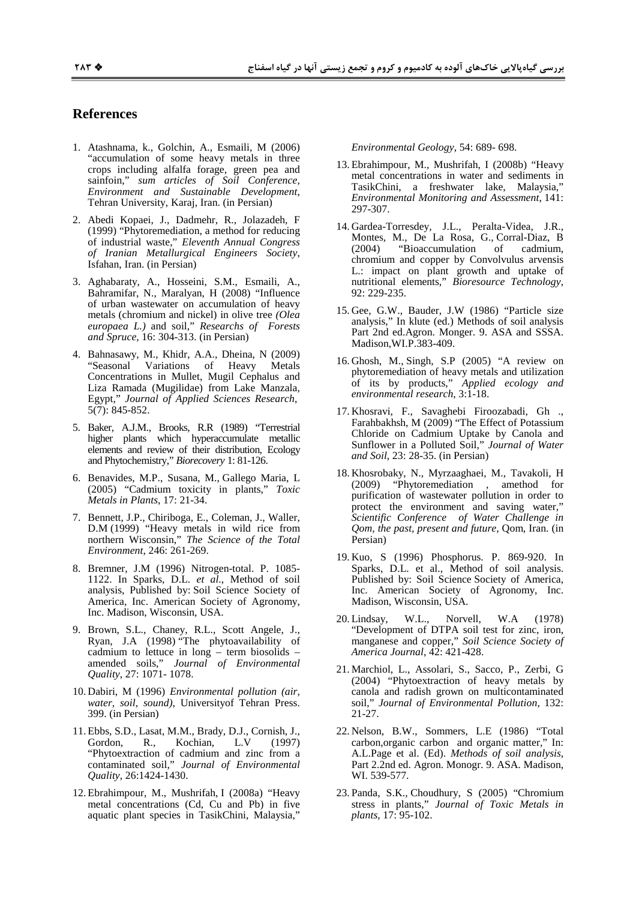## References

1. Atashnama, k., Golchin, A., Esmaili, M (2006) "accumulation of some heavy metals in three crops including alfalfa forage, green pea and sainfoin," *sum articles of Soil Conference, Environment and Sustainable Development*, Tehran University, Karaj, Iran. (in Persian)

2. Abedi Kopaei, J., Dadmehr, R., Jolazadeh, F (1999) "Phytoremediation, a method for reducing of industrial waste," *Eleventh Annual Congress of Iranian Metallurgical Engineers Society*, Isfahan, Iran. (in Persian)

3. Aghabaraty, A., Hosseini, S.M., Esmaili, A., Bahramifar, N., Maralyan, H (2008) "Influence of urban wastewater on accumulation of heavy metals (chromium and nickel) in olive tree *(Olea europaea L.)* and soil," *Researchs of Forests and Spruce*, 16: 304-313. (in Persian)

4. Bahnasawy, M., Khidr, A.A., Dheina, N (2009) "Seasonal Variations of Heavy Metals Concentrations in Mullet, Mugil Cephalus and Liza Ramada (Mugilidae) from Lake Manzala, Egypt," *Journal of Applied Sciences Research*, 5(7): 845-852.

5. Baker, A.J.M., Brooks, R.R (1989) "Terrestrial higher plants which hyperaccumulate metallic elements and review of their distribution, Ecology and Phytochemistry," *Biorecovery* 1: 81-126.

6. Benavides, M.P., Susana, M., Gallego Maria, L (2005) "Cadmium toxicity in plants," *Toxic Metals in Plants*, 17: 21-34.

7. Bennett, J.P., Chiriboga, E., Coleman, J., Waller, D.M (1999) "Heavy metals in wild rice from northern Wisconsin," *The Science of the Total Environment*, 246: 261-269.

8. Bremner, J.M (1996) Nitrogen-total. P. 1085-1122. In Sparks, D.L. *et al*., Method of soil analysis, Published by: Soil Science Society of America, Inc. American Society of Agronomy, Inc. Madison, Wisconsin, USA.

9. Brown, S.L., Chaney, R.L., Scott Angele, J., Ryan, J.A (1998) "The phytoavailability of cadmium to lettuce in long – term biosolids – amended soils," *Journal of Environmental Quality*, 27: 1071- 1078.

10. Dabiri, M (1996) *Environmental pollution (air, water, soil, sound)*, Universityof Tehran Press. 399. (in Persian)

11. Ebbs, S.D., Lasat, M.M., Brady, D.J., Cornish, J., Gordon, R., Kochian, L.V (1997) "Phytoextraction of cadmium and zinc from a contaminated soil," *Journal of Environmental Quality*, 26:1424-1430.

12. Ebrahimpour, M., Mushrifah, I (2008a) "Heavy metal concentrations (Cd, Cu and Pb) in five aquatic plant species in TasikChini, Malaysia," *Environmental Geology*, 54: 689- 698.

13. Ebrahimpour, M., Mushrifah, I (2008b) "Heavy metal concentrations in water and sediments in TasikChini, a freshwater lake, Malaysia," *Environmental Monitoring and Assessment*, 141: 297-307.

14. Gardea-Torresdey, J.L., Peralta-Videa, J.R., Montes, M., De La Rosa, G., Corral-Diaz, B (2004) "Bioaccumulation of cadmium, chromium and copper by Convolvulus arvensis L.: impact on plant growth and uptake of nutritional elements," *Bioresource Technology*, 92: 229-235.

15. Gee, G.W., Bauder, J.W (1986) "Particle size analysis," In klute (ed.) Methods of soil analysis Part 2nd ed.Agron. Monger. 9. ASA and SSSA. Madison,WI.P.383-409.

16. Ghosh, M., Singh, S.P (2005) "A review on phytoremediation of heavy metals and utilization of its by products," *Applied ecology and environmental research*, 3:1-18.

17. Khosravi, F., Savaghebi Firoozabadi, Gh ., Farahbakhsh, M (2009) "The Effect of Potassium Chloride on Cadmium Uptake by Canola and Sunflower in a Polluted Soil," *Journal of Water and Soil*, 23: 28-35. (in Persian)

18. Khosrobaky, N., Myrzaaghaei, M., Tavakoli, H (2009) "Phytoremediation , amethod for purification of wastewater pollution in order to protect the environment and saving water," *Scientific Conference of Water Challenge in Qom, the past, present and future*, Qom, Iran. (in Persian)

19. Kuo, S (1996) Phosphorus. P. 869-920. In Sparks, D.L. et al., Method of soil analysis. Published by: Soil Science Society of America, Inc. American Society of Agronomy, Inc. Madison, Wisconsin, USA.

20. Lindsay, W.L., Norvell, W.A (1978) "Development of DTPA soil test for zinc, iron, manganese and copper," *Soil Science Society of America Journal*, 42: 421-428.

21. Marchiol, L., Assolari, S., Sacco, P., Zerbi, G (2004) "Phytoextraction of heavy metals by canola and radish grown on multicontaminated soil," *Journal of Environmental Pollution*, 132: 21-27.

22. Nelson, B.W., Sommers, L.E (1986) "Total carbon,organic carbon and organic matter," In: A.L.Page et al. (Ed). *Methods of soil analysis*, Part 2.2nd ed. Agron. Monogr. 9. ASA. Madison, WI. 539-577.

23. Panda, S.K., Choudhury, S (2005) "Chromium stress in plants," *Journal of Toxic Metals in plants*, 17: 95-102.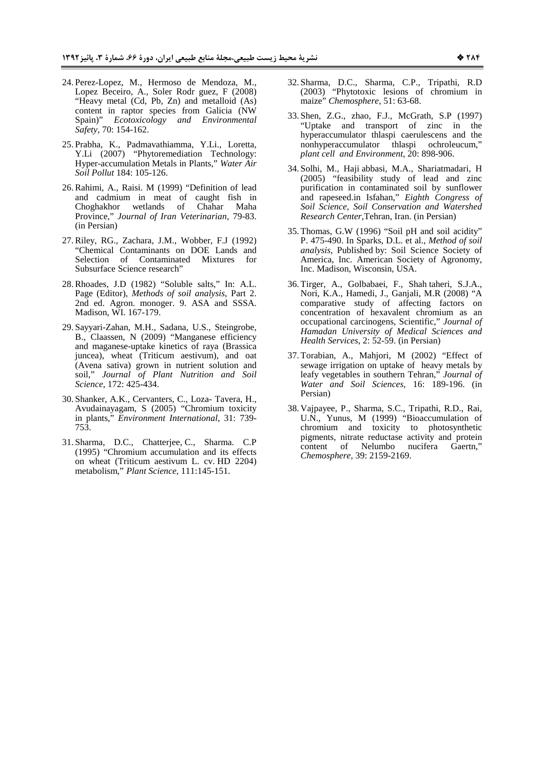24. Perez-Lopez, M., Hermoso de Mendoza, M., Lopez Beceiro, A., Soler Rodr guez, F (2008) "Heavy metal (Cd, Pb, Zn) and metalloid (As) content in raptor species from Galicia (NW Spain)" *Ecotoxicology and Environmental Safety*, 70: 154-162.

25. Prabha, K., Padmavathiamma, Y.Li., Loretta, Y.Li (2007) "Phytoremediation Technology: Hyper-accumulation Metals in Plants," *Water Air Soil Pollut* 184: 105-126.

26. Rahimi, A., Raisi. M (1999) "Definition of lead and cadmium in meat of caught fish in Choghakhor wetlands of Chahar Maha Province," *Journal of Iran Veterinarian*, 79-83. (in Persian)

27. Riley, RG., Zachara, J.M., Wobber, F.J (1992) "Chemical Contaminants on DOE Lands and Selection of Contaminated Mixtures for Subsurface Science research"

28. Rhoades, J.D (1982) "Soluble salts," In: A.L. Page (Editor), *Methods of soil analysis*, Part 2. 2nd ed. Agron. monoger. 9. ASA and SSSA. Madison, WI. 167-179.

29. Sayyari-Zahan, M.H., Sadana, U.S., Steingrobe, B., Claassen, N (2009) "Manganese efficiency and maganese-uptake kinetics of raya (Brassica juncea), wheat (Triticum aestivum), and oat (Avena sativa) grown in nutrient solution and soil," *Journal of Plant Nutrition and Soil Science*, 172: 425-434.

30. Shanker, A.K., Cervanters, C., Loza- Tavera, H., Avudainayagam, S (2005) "Chromium toxicity in plants," *Environment International*, 31: 739-753.

31. Sharma, D.C., Chatterjee, C., Sharma. C.P (1995) "Chromium accumulation and its effects on wheat (Triticum aestivum L. cv. HD 2204) metabolism," *Plant Science*, 111:145-151.

32. Sharma, D.C., Sharma, C.P., Tripathi, R.D (2003) "Phytotoxic lesions of chromium in maize" *Chemosphere*, 51: 63-68.

33. Shen, Z.G., zhao, F.J., McGrath, S.P (1997) "Uptake and transport of zinc in the hyperaccumulator thlaspi caerulescens and the nonhyperaccumulator thlaspi ochroleucum," *plant cell and Environment*, 20: 898-906.

34. Solhi, M., Haji abbasi, M.A., Shariatmadari, H (2005) "feasibility study of lead and zinc purification in contaminated soil by sunflower and rapeseed.in Isfahan," *Eighth Congress of Soil Science, Soil Conservation and Watershed Research Center*,Tehran, Iran. (in Persian)

35. Thomas, G.W (1996) "Soil pH and soil acidity" P. 475-490. In Sparks, D.L. et al., *Method of soil analysis*, Published by: Soil Science Society of America, Inc. American Society of Agronomy, Inc. Madison, Wisconsin, USA.

36. Tirger, A., Golbabaei, F., Shah taheri, S.J.A., Nori, K.A., Hamedi, J., Ganjali, M.R (2008) "A comparative study of affecting factors on concentration of hexavalent chromium as an occupational carcinogens, Scientific," *Journal of Hamadan University of Medical Sciences and Health Services*, 2: 52-59. (in Persian)

37. Torabian, A., Mahjori, M (2002) "Effect of sewage irrigation on uptake of heavy metals by leafy vegetables in southern Tehran," *Journal of Water and Soil Sciences*, 16: 189-196. (in Persian)

38. Vajpayee, P., Sharma, S.C., Tripathi, R.D., Rai, U.N., Yunus, M (1999) "Bioaccumulation of chromium and toxicity to photosynthetic pigments, nitrate reductase activity and protein content of Nelumbo nucifera Gaertn," *Chemosphere*, 39: 2159-2169.